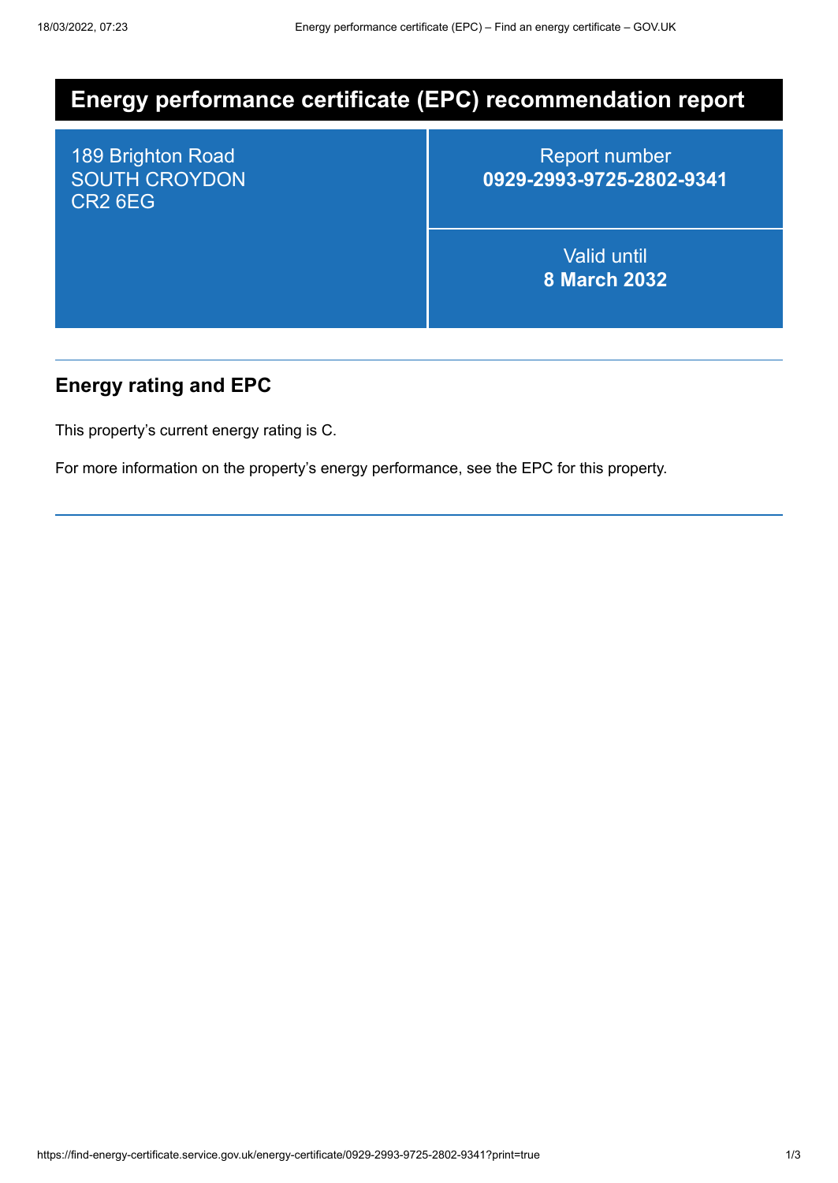# Energy performance certificate (EPC) recommendation report

189 Brighton Road
SOUTH CROYDON
CR2 6EG

Report number
**0929-2993-9725-2802-9341**

Valid until
**8 March 2032**

## Energy rating and EPC

This property's current energy rating is C.

For more information on the property's energy performance, see the EPC for this property.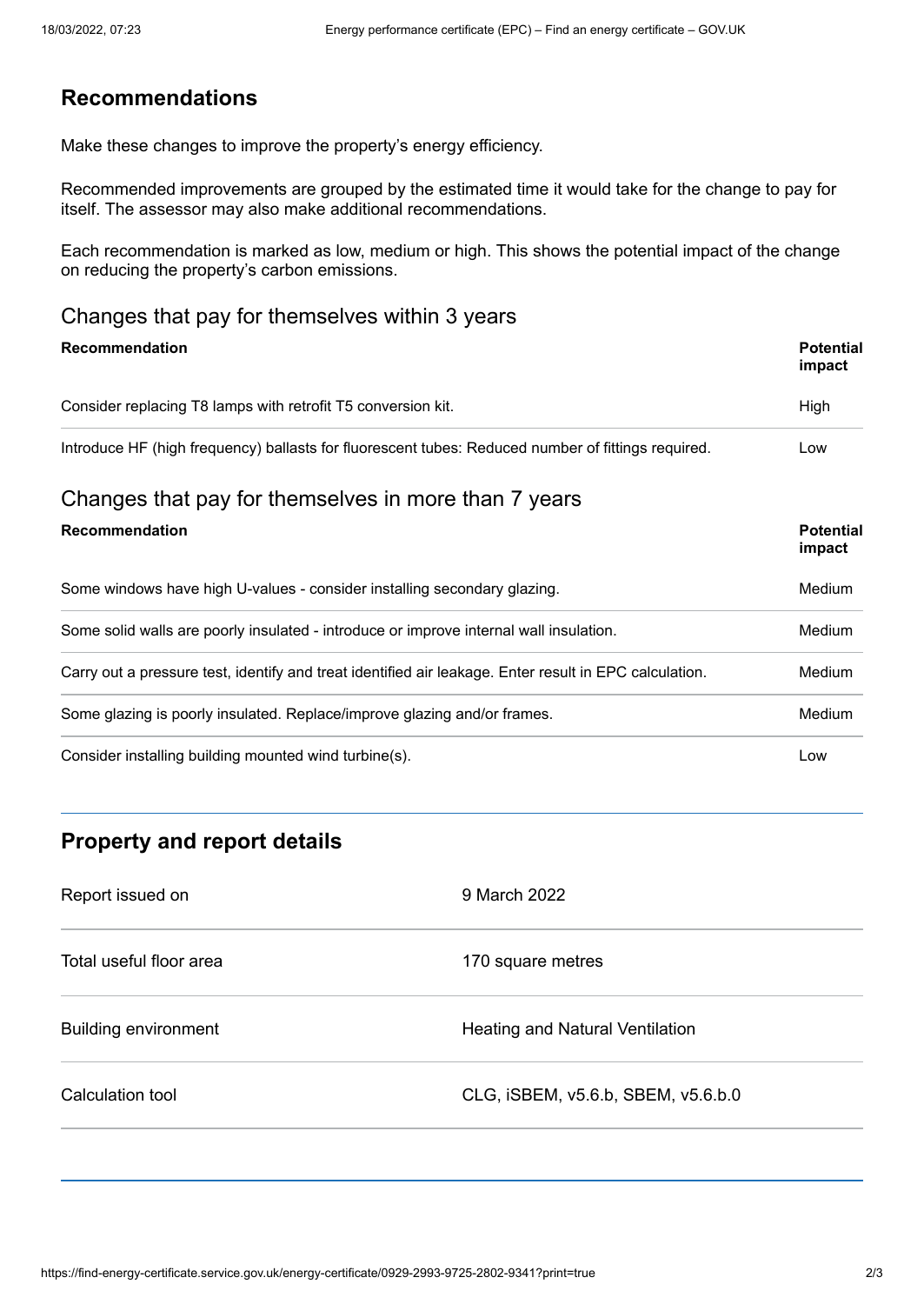## Recommendations

Make these changes to improve the property's energy efficiency.

Recommended improvements are grouped by the estimated time it would take for the change to pay for itself. The assessor may also make additional recommendations.

Each recommendation is marked as low, medium or high. This shows the potential impact of the change on reducing the property's carbon emissions.

### Changes that pay for themselves within 3 years

| Recommendation | Potential impact |
| --- | --- |
| Consider replacing T8 lamps with retrofit T5 conversion kit. | High |
| Introduce HF (high frequency) ballasts for fluorescent tubes: Reduced number of fittings required. | Low |

### Changes that pay for themselves in more than 7 years

| Recommendation | Potential impact |
| --- | --- |
| Some windows have high U-values - consider installing secondary glazing. | Medium |
| Some solid walls are poorly insulated - introduce or improve internal wall insulation. | Medium |
| Carry out a pressure test, identify and treat identified air leakage. Enter result in EPC calculation. | Medium |
| Some glazing is poorly insulated. Replace/improve glazing and/or frames. | Medium |
| Consider installing building mounted wind turbine(s). | Low |

## Property and report details

| | |
| --- | --- |
| Report issued on | 9 March 2022 |
| Total useful floor area | 170 square metres |
| Building environment | Heating and Natural Ventilation |
| Calculation tool | CLG, iSBEM, v5.6.b, SBEM, v5.6.b.0 |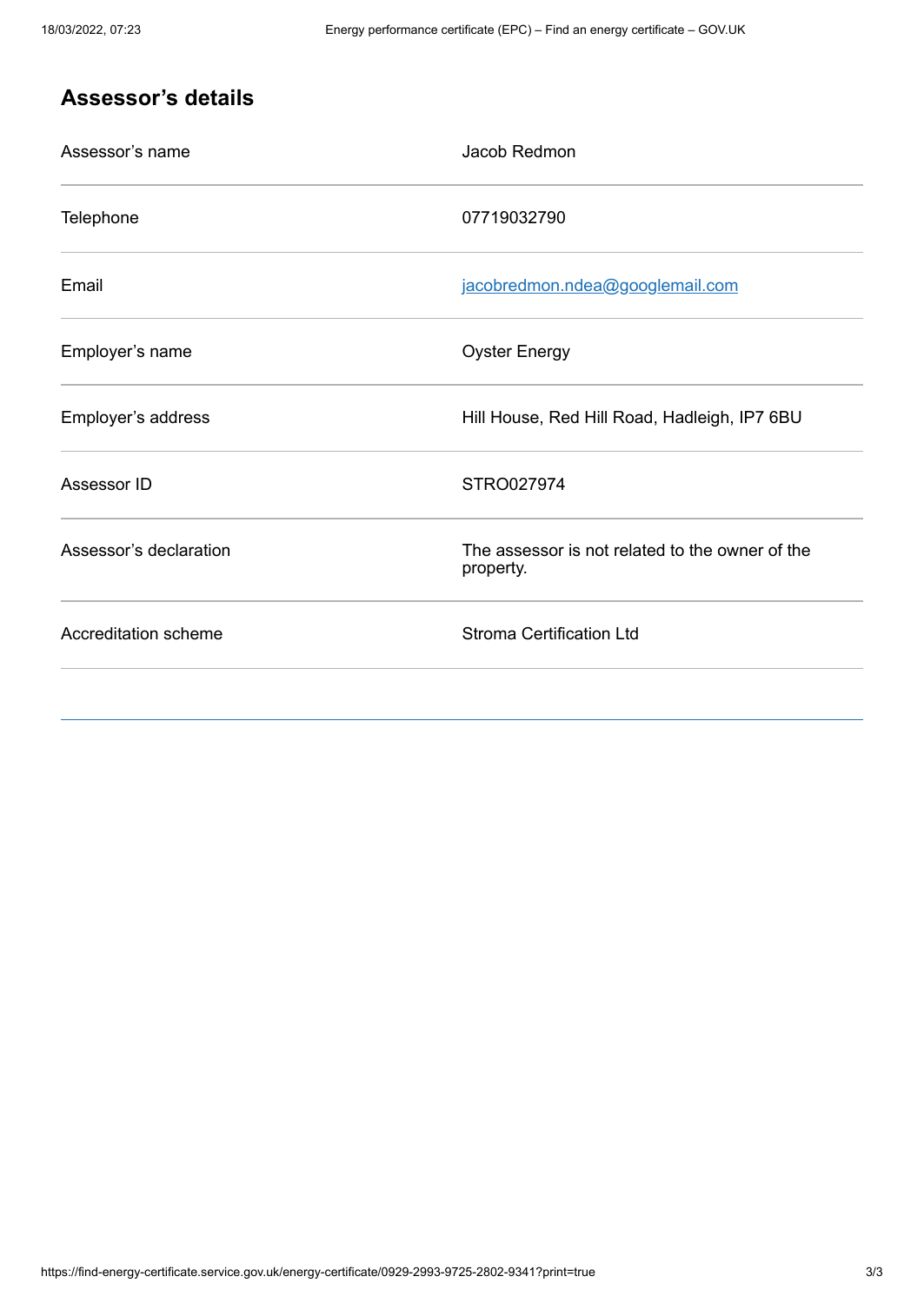## Assessor's details

| | |
|---|---|
| Assessor's name | Jacob Redmon |
| Telephone | 07719032790 |
| Email | jacobredmon.ndea@googlemail.com |
| Employer's name | Oyster Energy |
| Employer's address | Hill House, Red Hill Road, Hadleigh, IP7 6BU |
| Assessor ID | STRO027974 |
| Assessor's declaration | The assessor is not related to the owner of the property. |
| Accreditation scheme | Stroma Certification Ltd |